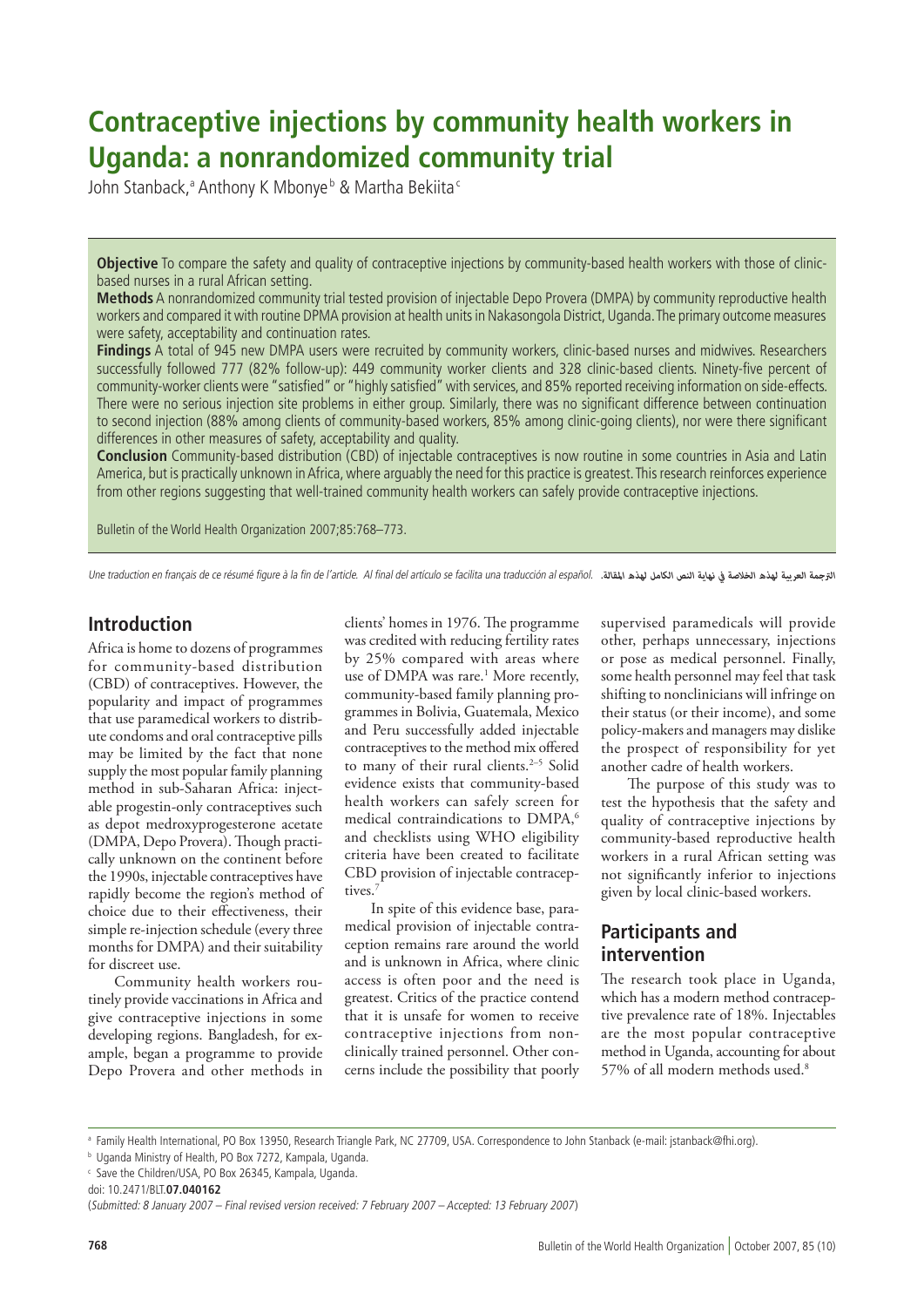# Contraceptive injections by community health workers in Uganda: a nonrandomized community trial

John Stanback,[a] Anthony K Mbonye[b] & Martha Bekiita[c]

**Objective** To compare the safety and quality of contraceptive injections by community-based health workers with those of clinic-based nurses in a rural African setting.

**Methods** A nonrandomized community trial tested provision of injectable Depo Provera (DMPA) by community reproductive health workers and compared it with routine DPMA provision at health units in Nakasongola District, Uganda. The primary outcome measures were safety, acceptability and continuation rates.

**Findings** A total of 945 new DMPA users were recruited by community workers, clinic-based nurses and midwives. Researchers successfully followed 777 (82% follow-up): 449 community worker clients and 328 clinic-based clients. Ninety-five percent of community-worker clients were "satisfied" or "highly satisfied" with services, and 85% reported receiving information on side-effects. There were no serious injection site problems in either group. Similarly, there was no significant difference between continuation to second injection (88% among clients of community-based workers, 85% among clinic-going clients), nor were there significant differences in other measures of safety, acceptability and quality.

**Conclusion** Community-based distribution (CBD) of injectable contraceptives is now routine in some countries in Asia and Latin America, but is practically unknown in Africa, where arguably the need for this practice is greatest. This research reinforces experience from other regions suggesting that well-trained community health workers can safely provide contraceptive injections.

Bulletin of the World Health Organization 2007;85:768–773.

*Une traduction en français de ce résumé figure à la fin de l'article. Al final del artículo se facilita una traducción al español.* الترجمة العربية لهذه الخلاصة في نهاية النص الكامل لهذه المقالة.

## Introduction

Africa is home to dozens of programmes for community-based distribution (CBD) of contraceptives. However, the popularity and impact of programmes that use paramedical workers to distribute condoms and oral contraceptive pills may be limited by the fact that none supply the most popular family planning method in sub-Saharan Africa: injectable progestin-only contraceptives such as depot medroxyprogesterone acetate (DMPA, Depo Provera). Though practically unknown on the continent before the 1990s, injectable contraceptives have rapidly become the region's method of choice due to their effectiveness, their simple re-injection schedule (every three months for DMPA) and their suitability for discreet use.

Community health workers routinely provide vaccinations in Africa and give contraceptive injections in some developing regions. Bangladesh, for example, began a programme to provide Depo Provera and other methods in clients' homes in 1976. The programme was credited with reducing fertility rates by 25% compared with areas where use of DMPA was rare.[1] More recently, community-based family planning programmes in Bolivia, Guatemala, Mexico and Peru successfully added injectable contraceptives to the method mix offered to many of their rural clients.[2–5] Solid evidence exists that community-based health workers can safely screen for medical contraindications to DMPA,[6] and checklists using WHO eligibility criteria have been created to facilitate CBD provision of injectable contraceptives.[7]

In spite of this evidence base, paramedical provision of injectable contraception remains rare around the world and is unknown in Africa, where clinic access is often poor and the need is greatest. Critics of the practice contend that it is unsafe for women to receive contraceptive injections from non-clinically trained personnel. Other concerns include the possibility that poorly supervised paramedicals will provide other, perhaps unnecessary, injections or pose as medical personnel. Finally, some health personnel may feel that task shifting to nonclinicians will infringe on their status (or their income), and some policy-makers and managers may dislike the prospect of responsibility for yet another cadre of health workers.

The purpose of this study was to test the hypothesis that the safety and quality of contraceptive injections by community-based reproductive health workers in a rural African setting was not significantly inferior to injections given by local clinic-based workers.

## Participants and intervention

The research took place in Uganda, which has a modern method contraceptive prevalence rate of 18%. Injectables are the most popular contraceptive method in Uganda, accounting for about 57% of all modern methods used.[8]

[a] Family Health International, PO Box 13950, Research Triangle Park, NC 27709, USA. Correspondence to John Stanback (e-mail: jstanback@fhi.org).

[b] Uganda Ministry of Health, PO Box 7272, Kampala, Uganda.

[c] Save the Children/USA, PO Box 26345, Kampala, Uganda.

doi: 10.2471/BLT.07.040162

(*Submitted: 8 January 2007 – Final revised version received: 7 February 2007 – Accepted: 13 February 2007*)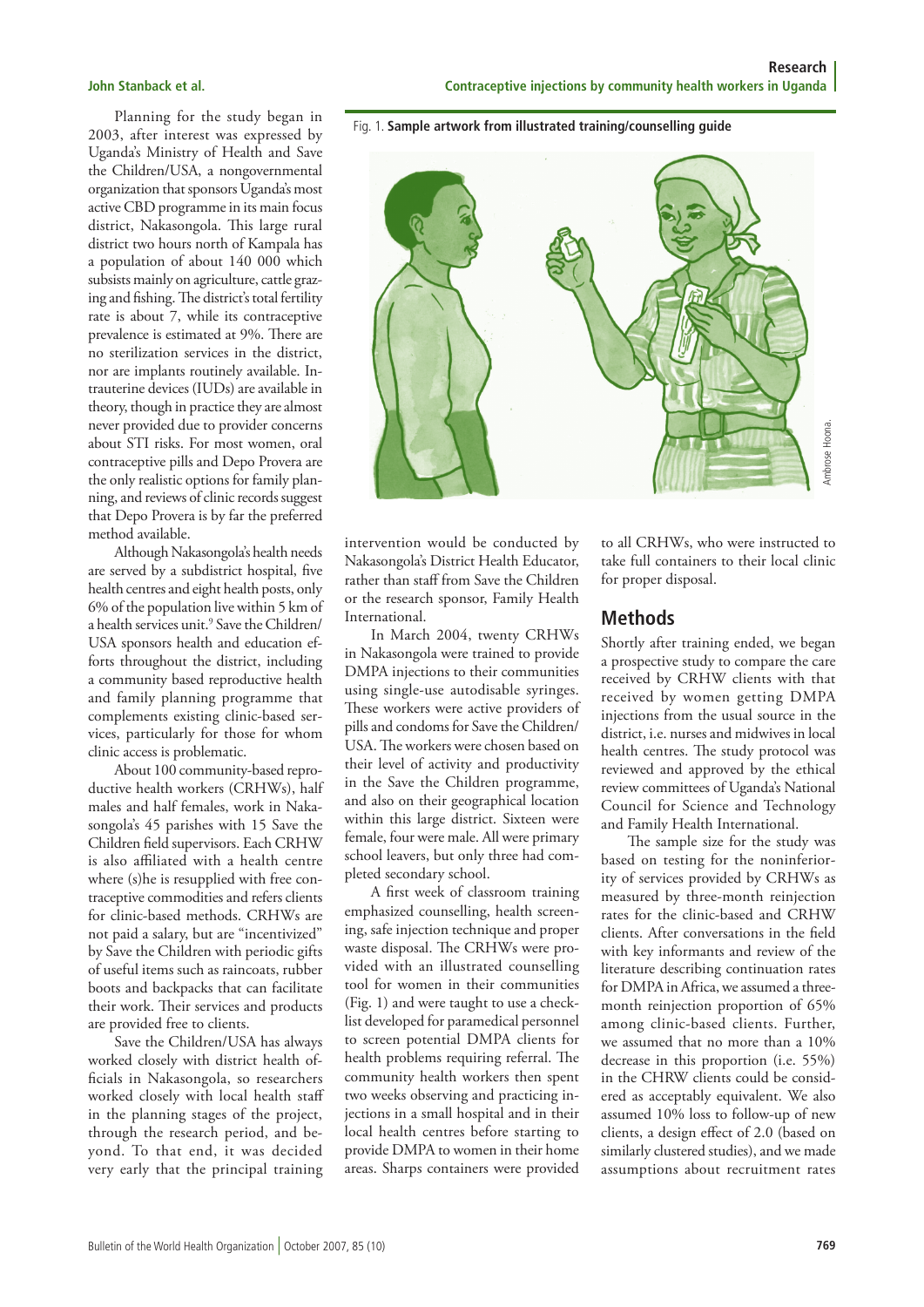Planning for the study began in 2003, after interest was expressed by Uganda's Ministry of Health and Save the Children/USA, a nongovernmental organization that sponsors Uganda's most active CBD programme in its main focus district, Nakasongola. This large rural district two hours north of Kampala has a population of about 140 000 which subsists mainly on agriculture, cattle grazing and fishing. The district's total fertility rate is about 7, while its contraceptive prevalence is estimated at 9%. There are no sterilization services in the district, nor are implants routinely available. Intrauterine devices (IUDs) are available in theory, though in practice they are almost never provided due to provider concerns about STI risks. For most women, oral contraceptive pills and Depo Provera are the only realistic options for family planning, and reviews of clinic records suggest that Depo Provera is by far the preferred method available.

Although Nakasongola's health needs are served by a subdistrict hospital, five health centres and eight health posts, only 6% of the population live within 5 km of a health services unit.[9] Save the Children/USA sponsors health and education efforts throughout the district, including a community based reproductive health and family planning programme that complements existing clinic-based services, particularly for those for whom clinic access is problematic.

About 100 community-based reproductive health workers (CRHWs), half males and half females, work in Nakasongola's 45 parishes with 15 Save the Children field supervisors. Each CRHW is also affiliated with a health centre where (s)he is resupplied with free contraceptive commodities and refers clients for clinic-based methods. CRHWs are not paid a salary, but are "incentivized" by Save the Children with periodic gifts of useful items such as raincoats, rubber boots and backpacks that can facilitate their work. Their services and products are provided free to clients.

Save the Children/USA has always worked closely with district health officials in Nakasongola, so researchers worked closely with local health staff in the planning stages of the project, through the research period, and beyond. To that end, it was decided very early that the principal training intervention would be conducted by Nakasongola's District Health Educator, rather than staff from Save the Children or the research sponsor, Family Health International.

Fig. 1. **Sample artwork from illustrated training/counselling guide**

Ambrose Hoona.

In March 2004, twenty CRHWs in Nakasongola were trained to provide DMPA injections to their communities using single-use autodisable syringes. These workers were active providers of pills and condoms for Save the Children/USA. The workers were chosen based on their level of activity and productivity in the Save the Children programme, and also on their geographical location within this large district. Sixteen were female, four were male. All were primary school leavers, but only three had completed secondary school.

A first week of classroom training emphasized counselling, health screening, safe injection technique and proper waste disposal. The CRHWs were provided with an illustrated counselling tool for women in their communities (Fig. 1) and were taught to use a checklist developed for paramedical personnel to screen potential DMPA clients for health problems requiring referral. The community health workers then spent two weeks observing and practicing injections in a small hospital and in their local health centres before starting to provide DMPA to women in their home areas. Sharps containers were provided to all CRHWs, who were instructed to take full containers to their local clinic for proper disposal.

## Methods

Shortly after training ended, we began a prospective study to compare the care received by CRHW clients with that received by women getting DMPA injections from the usual source in the district, i.e. nurses and midwives in local health centres. The study protocol was reviewed and approved by the ethical review committees of Uganda's National Council for Science and Technology and Family Health International.

The sample size for the study was based on testing for the noninferiority of services provided by CRHWs as measured by three-month reinjection rates for the clinic-based and CRHW clients. After conversations in the field with key informants and review of the literature describing continuation rates for DMPA in Africa, we assumed a three-month reinjection proportion of 65% among clinic-based clients. Further, we assumed that no more than a 10% decrease in this proportion (i.e. 55%) in the CHRW clients could be considered as acceptably equivalent. We also assumed 10% loss to follow-up of new clients, a design effect of 2.0 (based on similarly clustered studies), and we made assumptions about recruitment rates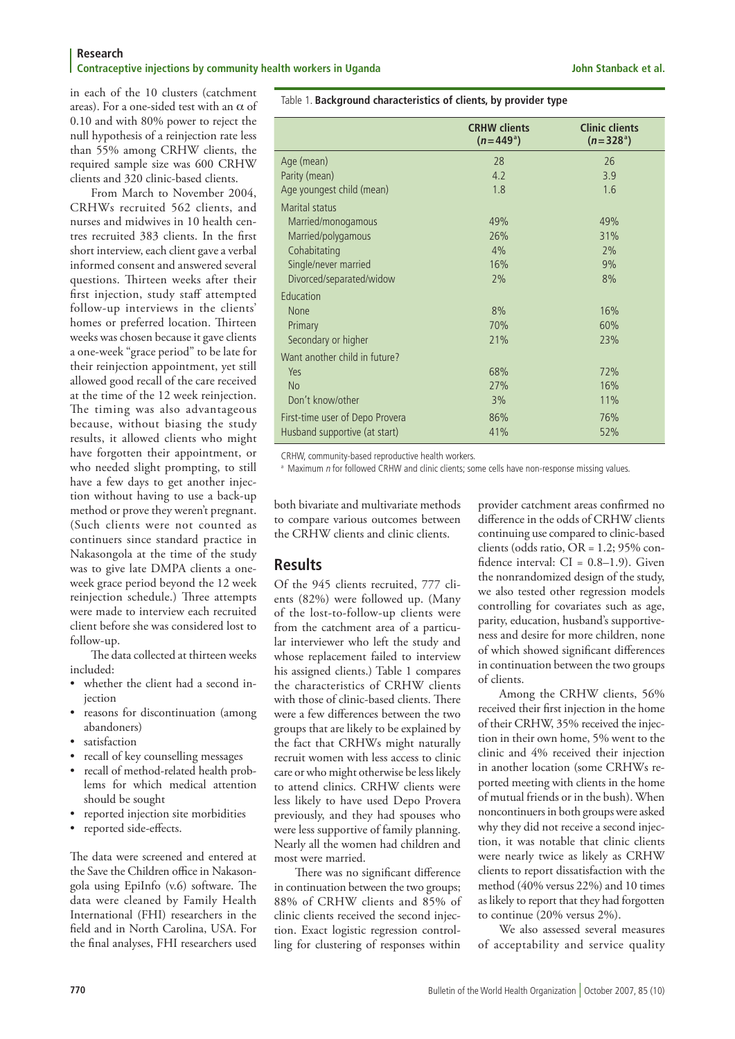in each of the 10 clusters (catchment areas). For a one-sided test with an α of 0.10 and with 80% power to reject the null hypothesis of a reinjection rate less than 55% among CRHW clients, the required sample size was 600 CRHW clients and 320 clinic-based clients.

From March to November 2004, CRHWs recruited 562 clients, and nurses and midwives in 10 health centres recruited 383 clients. In the first short interview, each client gave a verbal informed consent and answered several questions. Thirteen weeks after their first injection, study staff attempted follow-up interviews in the clients' homes or preferred location. Thirteen weeks was chosen because it gave clients a one-week "grace period" to be late for their reinjection appointment, yet still allowed good recall of the care received at the time of the 12 week reinjection. The timing was also advantageous because, without biasing the study results, it allowed clients who might have forgotten their appointment, or who needed slight prompting, to still have a few days to get another injection without having to use a back-up method or prove they weren't pregnant. (Such clients were not counted as continuers since standard practice in Nakasongola at the time of the study was to give late DMPA clients a one-week grace period beyond the 12 week reinjection schedule.) Three attempts were made to interview each recruited client before she was considered lost to follow-up.

The data collected at thirteen weeks included:

- whether the client had a second injection
- reasons for discontinuation (among abandoners)
- satisfaction
- recall of key counselling messages
- recall of method-related health problems for which medical attention should be sought
- reported injection site morbidities
- reported side-effects.

The data were screened and entered at the Save the Children office in Nakasongola using EpiInfo (v.6) software. The data were cleaned by Family Health International (FHI) researchers in the field and in North Carolina, USA. For the final analyses, FHI researchers used both bivariate and multivariate methods to compare various outcomes between the CRHW clients and clinic clients.

Table 1. **Background characteristics of clients, by provider type**

| | CRHW clients ($n = 449$[a]) | Clinic clients ($n = 328$[a]) |
|---|---|---|
| Age (mean) | 28 | 26 |
| Parity (mean) | 4.2 | 3.9 |
| Age youngest child (mean) | 1.8 | 1.6 |
| Marital status | | |
| Married/monogamous | 49% | 49% |
| Married/polygamous | 26% | 31% |
| Cohabitating | 4% | 2% |
| Single/never married | 16% | 9% |
| Divorced/separated/widow | 2% | 8% |
| Education | | |
| None | 8% | 16% |
| Primary | 70% | 60% |
| Secondary or higher | 21% | 23% |
| Want another child in future? | | |
| Yes | 68% | 72% |
| No | 27% | 16% |
| Don't know/other | 3% | 11% |
| First-time user of Depo Provera | 86% | 76% |
| Husband supportive (at start) | 41% | 52% |

CRHW, community-based reproductive health workers.

[a] Maximum *n* for followed CRHW and clinic clients; some cells have non-response missing values.

## Results

Of the 945 clients recruited, 777 clients (82%) were followed up. (Many of the lost-to-follow-up clients were from the catchment area of a particular interviewer who left the study and whose replacement failed to interview his assigned clients.) Table 1 compares the characteristics of CRHW clients with those of clinic-based clients. There were a few differences between the two groups that are likely to be explained by the fact that CRHWs might naturally recruit women with less access to clinic care or who might otherwise be less likely to attend clinics. CRHW clients were less likely to have used Depo Provera previously, and they had spouses who were less supportive of family planning. Nearly all the women had children and most were married.

There was no significant difference in continuation between the two groups; 88% of CRHW clients and 85% of clinic clients received the second injection. Exact logistic regression controlling for clustering of responses within provider catchment areas confirmed no difference in the odds of CRHW clients continuing use compared to clinic-based clients (odds ratio, OR = 1.2; 95% confidence interval: CI = 0.8–1.9). Given the nonrandomized design of the study, we also tested other regression models controlling for covariates such as age, parity, education, husband's supportiveness and desire for more children, none of which showed significant differences in continuation between the two groups of clients.

Among the CRHW clients, 56% received their first injection in the home of their CRHW, 35% received the injection in their own home, 5% went to the clinic and 4% received their injection in another location (some CRHWs reported meeting with clients in the home of mutual friends or in the bush). When noncontinuers in both groups were asked why they did not receive a second injection, it was notable that clinic clients were nearly twice as likely as CRHW clients to report dissatisfaction with the method (40% versus 22%) and 10 times as likely to report that they had forgotten to continue (20% versus 2%).

We also assessed several measures of acceptability and service quality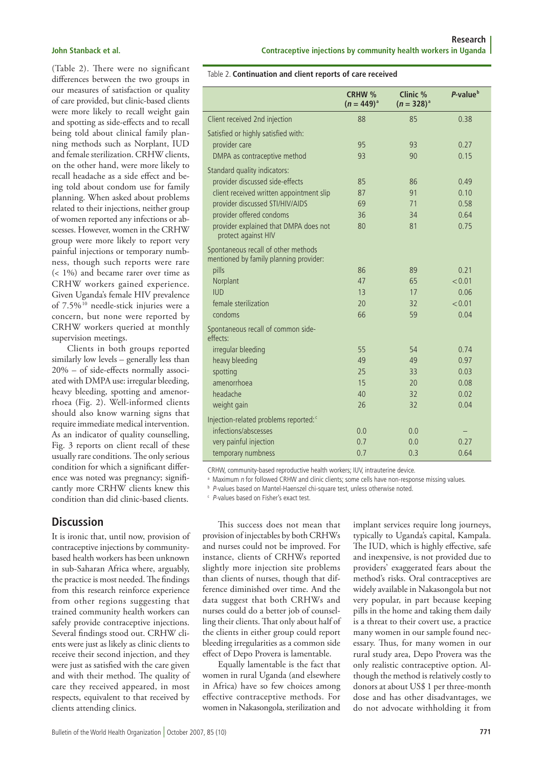(Table 2). There were no significant differences between the two groups in our measures of satisfaction or quality of care provided, but clinic-based clients were more likely to recall weight gain and spotting as side-effects and to recall being told about clinical family planning methods such as Norplant, IUD and female sterilization. CRHW clients, on the other hand, were more likely to recall headache as a side effect and being told about condom use for family planning. When asked about problems related to their injections, neither group of women reported any infections or abscesses. However, women in the CRHW group were more likely to report very painful injections or temporary numbness, though such reports were rare (< 1%) and became rarer over time as CRHW workers gained experience. Given Uganda's female HIV prevalence of 7.5%[10] needle-stick injuries were a concern, but none were reported by CRHW workers queried at monthly supervision meetings.

Clients in both groups reported similarly low levels – generally less than 20% – of side-effects normally associated with DMPA use: irregular bleeding, heavy bleeding, spotting and amenorrhoea (Fig. 2). Well-informed clients should also know warning signs that require immediate medical intervention. As an indicator of quality counselling, Fig. 3 reports on client recall of these usually rare conditions. The only serious condition for which a significant difference was noted was pregnancy; significantly more CRHW clients knew this condition than did clinic-based clients.

Table 2. **Continuation and client reports of care received**

| | CRHW % ($n = 449$)[a] | Clinic % ($n = 328$)[a] | *P*-value[b] |
|---|---|---|---|
| Client received 2nd injection | 88 | 85 | 0.38 |
| Satisfied or highly satisfied with: | | | |
| provider care | 95 | 93 | 0.27 |
| DMPA as contraceptive method | 93 | 90 | 0.15 |
| Standard quality indicators: | | | |
| provider discussed side-effects | 85 | 86 | 0.49 |
| client received written appointment slip | 87 | 91 | 0.10 |
| provider discussed STI/HIV/AIDS | 69 | 71 | 0.58 |
| provider offered condoms | 36 | 34 | 0.64 |
| provider explained that DMPA does not protect against HIV | 80 | 81 | 0.75 |
| Spontaneous recall of other methods mentioned by family planning provider: | | | |
| pills | 86 | 89 | 0.21 |
| Norplant | 47 | 65 | < 0.01 |
| IUD | 13 | 17 | 0.06 |
| female sterilization | 20 | 32 | < 0.01 |
| condoms | 66 | 59 | 0.04 |
| Spontaneous recall of common side-effects: | | | |
| irregular bleeding | 55 | 54 | 0.74 |
| heavy bleeding | 49 | 49 | 0.97 |
| spotting | 25 | 33 | 0.03 |
| amenorrhoea | 15 | 20 | 0.08 |
| headache | 40 | 32 | 0.02 |
| weight gain | 26 | 32 | 0.04 |
| Injection-related problems reported:[c] | | | |
| infections/abscesses | 0.0 | 0.0 | – |
| very painful injection | 0.7 | 0.0 | 0.27 |
| temporary numbness | 0.7 | 0.3 | 0.64 |

CRHW, community-based reproductive health workers; IUV, intrauterine device.

[a] Maximum *n* for followed CRHW and clinic clients; some cells have non-response missing values.

[b] *P*-values based on Mantel-Haenszel chi-square test, unless otherwise noted.

[c] *P*-values based on Fisher's exact test.

## Discussion

It is ironic that, until now, provision of contraceptive injections by community-based health workers has been unknown in sub-Saharan Africa where, arguably, the practice is most needed. The findings from this research reinforce experience from other regions suggesting that trained community health workers can safely provide contraceptive injections. Several findings stood out. CRHW clients were just as likely as clinic clients to receive their second injection, and they were just as satisfied with the care given and with their method. The quality of care they received appeared, in most respects, equivalent to that received by clients attending clinics.

This success does not mean that provision of injectables by both CRHWs and nurses could not be improved. For instance, clients of CRHWs reported slightly more injection site problems than clients of nurses, though that difference diminished over time. And the data suggest that both CRHWs and nurses could do a better job of counselling their clients. That only about half of the clients in either group could report bleeding irregularities as a common side effect of Depo Provera is lamentable.

Equally lamentable is the fact that women in rural Uganda (and elsewhere in Africa) have so few choices among effective contraceptive methods. For women in Nakasongola, sterilization and implant services require long journeys, typically to Uganda's capital, Kampala. The IUD, which is highly effective, safe and inexpensive, is not provided due to providers' exaggerated fears about the method's risks. Oral contraceptives are widely available in Nakasongola but not very popular, in part because keeping pills in the home and taking them daily is a threat to their covert use, a practice many women in our sample found necessary. Thus, for many women in our rural study area, Depo Provera was the only realistic contraceptive option. Although the method is relatively costly to donors at about US$ 1 per three-month dose and has other disadvantages, we do not advocate withholding it from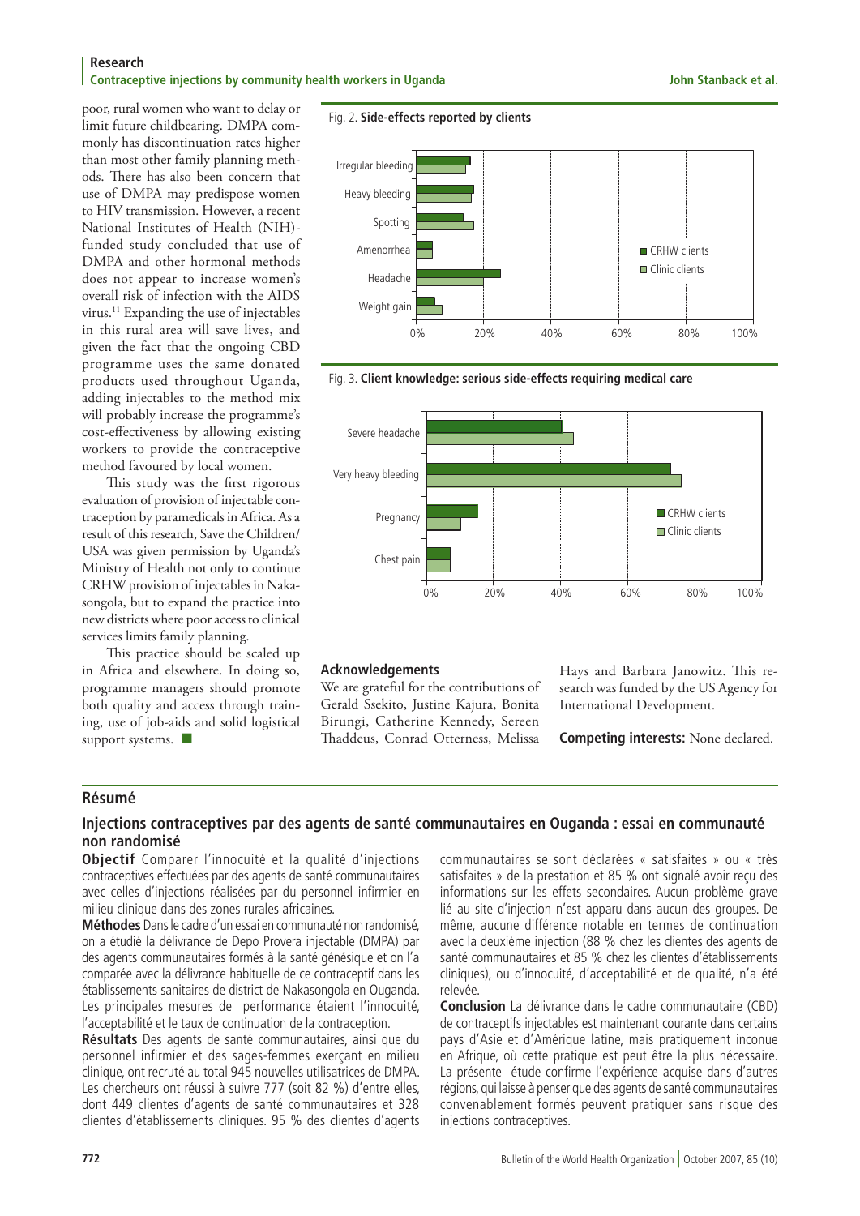poor, rural women who want to delay or limit future childbearing. DMPA commonly has discontinuation rates higher than most other family planning methods. There has also been concern that use of DMPA may predispose women to HIV transmission. However, a recent National Institutes of Health (NIH)-funded study concluded that use of DMPA and other hormonal methods does not appear to increase women's overall risk of infection with the AIDS virus.[11] Expanding the use of injectables in this rural area will save lives, and given the fact that the ongoing CBD programme uses the same donated products used throughout Uganda, adding injectables to the method mix will probably increase the programme's cost-effectiveness by allowing existing workers to provide the contraceptive method favoured by local women.

This study was the first rigorous evaluation of provision of injectable contraception by paramedicals in Africa. As a result of this research, Save the Children/USA was given permission by Uganda's Ministry of Health not only to continue CRHW provision of injectables in Nakasongola, but to expand the practice into new districts where poor access to clinical services limits family planning.

This practice should be scaled up in Africa and elsewhere. In doing so, programme managers should promote both quality and access through training, use of job-aids and solid logistical support systems. ■

Fig. 2. **Side-effects reported by clients**

Fig. 3. **Client knowledge: serious side-effects requiring medical care**

### Acknowledgements

We are grateful for the contributions of Gerald Ssekito, Justine Kajura, Bonita Birungi, Catherine Kennedy, Sereen Thaddeus, Conrad Otterness, Melissa Hays and Barbara Janowitz. This research was funded by the US Agency for International Development.

**Competing interests:** None declared.

## Résumé

### Injections contraceptives par des agents de santé communautaires en Ouganda : essai en communauté non randomisé

**Objectif** Comparer l'innocuité et la qualité d'injections contraceptives effectuées par des agents de santé communautaires avec celles d'injections réalisées par du personnel infirmier en milieu clinique dans des zones rurales africaines.

**Méthodes** Dans le cadre d'un essai en communauté non randomisé, on a étudié la délivrance de Depo Provera injectable (DMPA) par des agents communautaires formés à la santé génésique et on l'a comparée avec la délivrance habituelle de ce contraceptif dans les établissements sanitaires de district de Nakasongola en Ouganda. Les principales mesures de performance étaient l'innocuité, l'acceptabilité et le taux de continuation de la contraception.

**Résultats** Des agents de santé communautaires, ainsi que du personnel infirmier et des sages-femmes exerçant en milieu clinique, ont recruté au total 945 nouvelles utilisatrices de DMPA. Les chercheurs ont réussi à suivre 777 (soit 82 %) d'entre elles, dont 449 clientes d'agents de santé communautaires et 328 clientes d'établissements cliniques. 95 % des clientes d'agents communautaires se sont déclarées « satisfaites » ou « très satisfaites » de la prestation et 85 % ont signalé avoir reçu des informations sur les effets secondaires. Aucun problème grave lié au site d'injection n'est apparu dans aucun des groupes. De même, aucune différence notable en termes de continuation avec la deuxième injection (88 % chez les clientes des agents de santé communautaires et 85 % chez les clientes d'établissements cliniques), ou d'innocuité, d'acceptabilité et de qualité, n'a été relevée.

**Conclusion** La délivrance dans le cadre communautaire (CBD) de contraceptifs injectables est maintenant courante dans certains pays d'Asie et d'Amérique latine, mais pratiquement inconnue en Afrique, où cette pratique est peut être la plus nécessaire. La présente étude confirme l'expérience acquise dans d'autres régions, qui laisse à penser que des agents de santé communautaires convenablement formés peuvent pratiquer sans risque des injections contraceptives.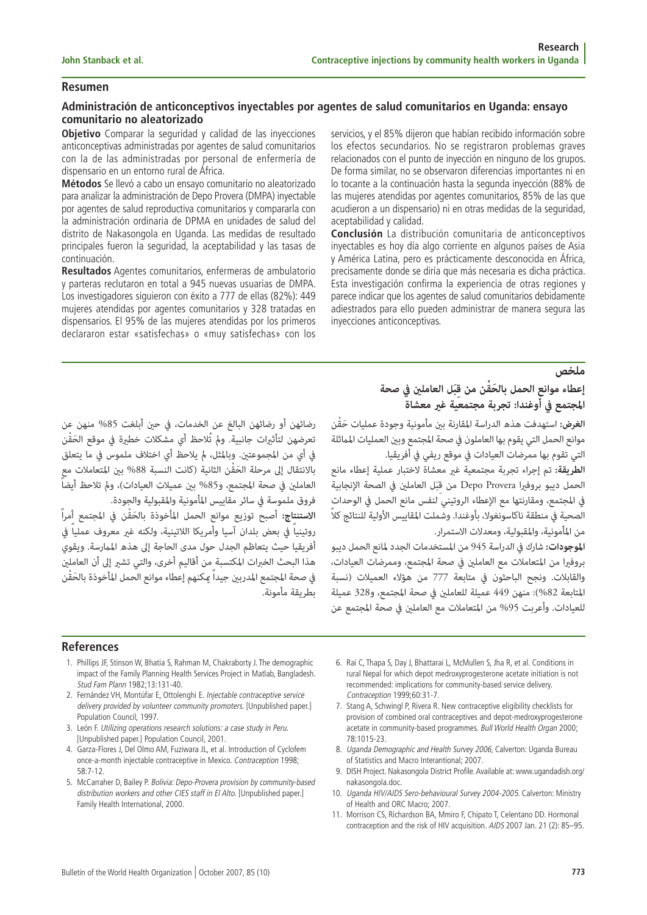## Resumen

### Administración de anticonceptivos inyectables por agentes de salud comunitarios en Uganda: ensayo comunitario no aleatorizado

**Objetivo** Comparar la seguridad y calidad de las inyecciones anticonceptivas administradas por agentes de salud comunitarios con la de las administradas por personal de enfermería de dispensario en un entorno rural de África.

**Métodos** Se llevó a cabo un ensayo comunitario no aleatorizado para analizar la administración de Depo Provera (DMPA) inyectable por agentes de salud reproductiva comunitarios y compararla con la administración ordinaria de DPMA en unidades de salud del distrito de Nakasongola en Uganda. Las medidas de resultado principales fueron la seguridad, la aceptabilidad y las tasas de continuación.

**Resultados** Agentes comunitarios, enfermeras de ambulatorio y parteras reclutaron en total a 945 nuevas usuarias de DMPA. Los investigadores siguieron con éxito a 777 de ellas (82%): 449 mujeres atendidas por agentes comunitarios y 328 tratadas en dispensarios. El 95% de las mujeres atendidas por los primeros declararon estar «satisfechas» o «muy satisfechas» con los servicios, y el 85% dijeron que habían recibido información sobre los efectos secundarios. No se registraron problemas graves relacionados con el punto de inyección en ninguno de los grupos. De forma similar, no se observaron diferencias importantes ni en lo tocante a la continuación hasta la segunda inyección (88% de las mujeres atendidas por agentes comunitarios, 85% de las que acudieron a un dispensario) ni en otras medidas de la seguridad, aceptabilidad y calidad.

**Conclusión** La distribución comunitaria de anticonceptivos inyectables es hoy día algo corriente en algunos países de Asia y América Latina, pero es prácticamente desconocida en África, precisamente donde se diría que más necesaria es dicha práctica. Esta investigación confirma la experiencia de otras regiones y parece indicar que los agentes de salud comunitarios debidamente adiestrados para ello pueden administrar de manera segura las inyecciones anticonceptivas.

## ملخص

### إعطاء موانع الحمل بالحَقْن من قِبَل العاملين في صحة المجتمع في أوغندا: تجربة مجتمعية غير معشاة

**الغرض:** استهدفت هذه الدراسة المقارنة بين مأمونية وجودة عمليات حَقْن موانع الحمل التي يقوم بها العاملون في صحة المجتمع وبين العمليات المماثلة التي تقوم بها ممرضات العيادات في موقع ريفي في أفريقيا.

**الطريقة:** تم إجراء تجربة مجتمعية غير معشاة لاختبار عملية إعطاء مانع الحمل ديبو بروفيرا Depo Provera من قِبَل العاملين في الصحة الإنجابية في المجتمع، ومقارنتها مع الإعطاء الروتيني لنفس مانع الحمل في الوحدات الصحية في منطقة ناكاسونغولا، بأوغندا. وشملت المقاييس الأولية للنتائج كلاً من المأمونية، والمقبولية، ومعدلات الاستمرار.

**الموجودات:** شارك في الدراسة 945 من المستخدمات الجدد لمانع الحمل ديبو بروفيرا من المتعاملات مع العاملين في صحة المجتمع، وممرضات العيادات، والقابلات. ونجح الباحثون في متابعة 777 من هؤلاء العميلات (نسبة المتابعة 82%): منهن 449 عميلة للعاملين في صحة المجتمع، و328 عميلة للعيادات. وأعربت 95% من المتعاملات مع العاملين في صحة المجتمع عن رضائهن أو رضائهن البالغ عن الخدمات، في حين أبلغت 85% منهن عن تعرضهن لتأثيرات جانبية. ولم تُلاحظ أي مشكلات خطيرة في موقع الحَقْن في أي من المجموعتين. وبالمثل، لم يلاحظ أي اختلاف ملموس في ما يتعلق بالانتقال إلى مرحلة الحَقْن الثانية (كانت النسبة 88% بين المتعاملات مع العاملين في صحة المجتمع، و85% بين عميلات العيادات)، ولم تلاحظ أيضاً فروق ملموسة في سائر مقاييس المأمونية والمقبولية والجودة.

**الاستنتاج:** أصبح توزيع موانع الحمل المأخوذة بالحَقْن في المجتمع أمراً روتينياً في بعض بلدان آسيا وأمريكا اللاتينية، ولكنه غير معروف عملياً في أفريقيا حيث يتعاظم الجدل حول مدى الحاجة إلى هذه الممارسة. ويقوي هذا البحث الخبرات المكتسبة من أقاليم أخرى، والتي تشير إلى أن العاملين في صحة المجتمع المدربين جيداً يمكنهم إعطاء موانع الحمل المأخوذة بالحَقْن بطريقة مأمونة.

## References

1. Phillips JF, Stinson W, Bhatia S, Rahman M, Chakraborty J. The demographic impact of the Family Planning Health Services Project in Matlab, Bangladesh. *Stud Fam Plann* 1982;13:131-40.
2. Fernández VH, Montúfar E, Ottolenghi E. *Injectable contraceptive service delivery provided by volunteer community promoters.* [Unpublished paper.] Population Council, 1997.
3. León F. *Utilizing operations research solutions: a case study in Peru.* [Unpublished paper.] Population Council, 2001.
4. Garza-Flores J, Del Olmo AM, Fuziwara JL, et al. Introduction of Cyclofem once-a-month injectable contraceptive in Mexico. *Contraception* 1998; 58:7-12.
5. McCarraher D, Bailey P. *Bolivia: Depo-Provera provision by community-based distribution workers and other CIES staff in El Alto.* [Unpublished paper.] Family Health International, 2000.
6. Rai C, Thapa S, Day J, Bhattarai L, McMullen S, Jha R, et al. Conditions in rural Nepal for which depot medroxyprogesterone acetate initiation is not recommended: implications for community-based service delivery. *Contraception* 1999;60:31-7.
7. Stang A, Schwingl P, Rivera R. New contraceptive eligibility checklists for provision of combined oral contraceptives and depot-medroxyprogesterone acetate in community-based programmes. *Bull World Health Organ* 2000; 78:1015-23.
8. *Uganda Demographic and Health Survey 2006,* Calverton: Uganda Bureau of Statistics and Macro Interantional; 2007.
9. DISH Project. Nakasongola District Profile. Available at: www.ugandadish.org/nakasongola.doc.
10. *Uganda HIV/AIDS Sero-behavioural Survey 2004-2005.* Calverton: Ministry of Health and ORC Macro; 2007.
11. Morrison CS, Richardson BA, Mmiro F, Chipato T, Celentano DD. Hormonal contraception and the risk of HIV acquisition. *AIDS* 2007 Jan. 21 (2): 85–95.